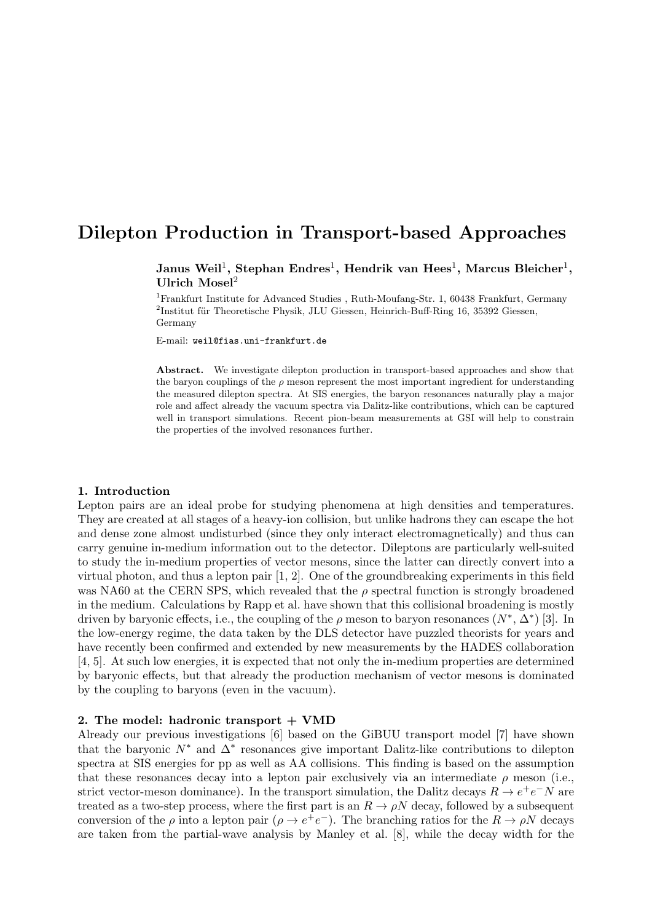# Dilepton Production in Transport-based Approaches

**Janus Weil[1], Stephan Endres[1], Hendrik van Hees[1], Marcus Bleicher[1], Ulrich Mosel[2]**

[1]Frankfurt Institute for Advanced Studies , Ruth-Moufang-Str. 1, 60438 Frankfurt, Germany
[2]Institut für Theoretische Physik, JLU Giessen, Heinrich-Buff-Ring 16, 35392 Giessen, Germany

E-mail: weil@fias.uni-frankfurt.de

**Abstract.** We investigate dilepton production in transport-based approaches and show that the baryon couplings of the $\rho$ meson represent the most important ingredient for understanding the measured dilepton spectra. At SIS energies, the baryon resonances naturally play a major role and affect already the vacuum spectra via Dalitz-like contributions, which can be captured well in transport simulations. Recent pion-beam measurements at GSI will help to constrain the properties of the involved resonances further.

## 1. Introduction

Lepton pairs are an ideal probe for studying phenomena at high densities and temperatures. They are created at all stages of a heavy-ion collision, but unlike hadrons they can escape the hot and dense zone almost undisturbed (since they only interact electromagnetically) and thus can carry genuine in-medium information out to the detector. Dileptons are particularly well-suited to study the in-medium properties of vector mesons, since the latter can directly convert into a virtual photon, and thus a lepton pair [1, 2]. One of the groundbreaking experiments in this field was NA60 at the CERN SPS, which revealed that the $\rho$ spectral function is strongly broadened in the medium. Calculations by Rapp et al. have shown that this collisional broadening is mostly driven by baryonic effects, i.e., the coupling of the $\rho$ meson to baryon resonances ($N^*$, $\Delta^*$) [3]. In the low-energy regime, the data taken by the DLS detector have puzzled theorists for years and have recently been confirmed and extended by new measurements by the HADES collaboration [4, 5]. At such low energies, it is expected that not only the in-medium properties are determined by baryonic effects, but that already the production mechanism of vector mesons is dominated by the coupling to baryons (even in the vacuum).

## 2. The model: hadronic transport + VMD

Already our previous investigations [6] based on the GiBUU transport model [7] have shown that the baryonic $N^*$ and $\Delta^*$ resonances give important Dalitz-like contributions to dilepton spectra at SIS energies for pp as well as AA collisions. This finding is based on the assumption that these resonances decay into a lepton pair exclusively via an intermediate $\rho$ meson (i.e., strict vector-meson dominance). In the transport simulation, the Dalitz decays $R \to e^+e^-N$ are treated as a two-step process, where the first part is an $R \to \rho N$ decay, followed by a subsequent conversion of the $\rho$ into a lepton pair ($\rho \to e^+e^-$). The branching ratios for the $R \to \rho N$ decays are taken from the partial-wave analysis by Manley et al. [8], while the decay width for the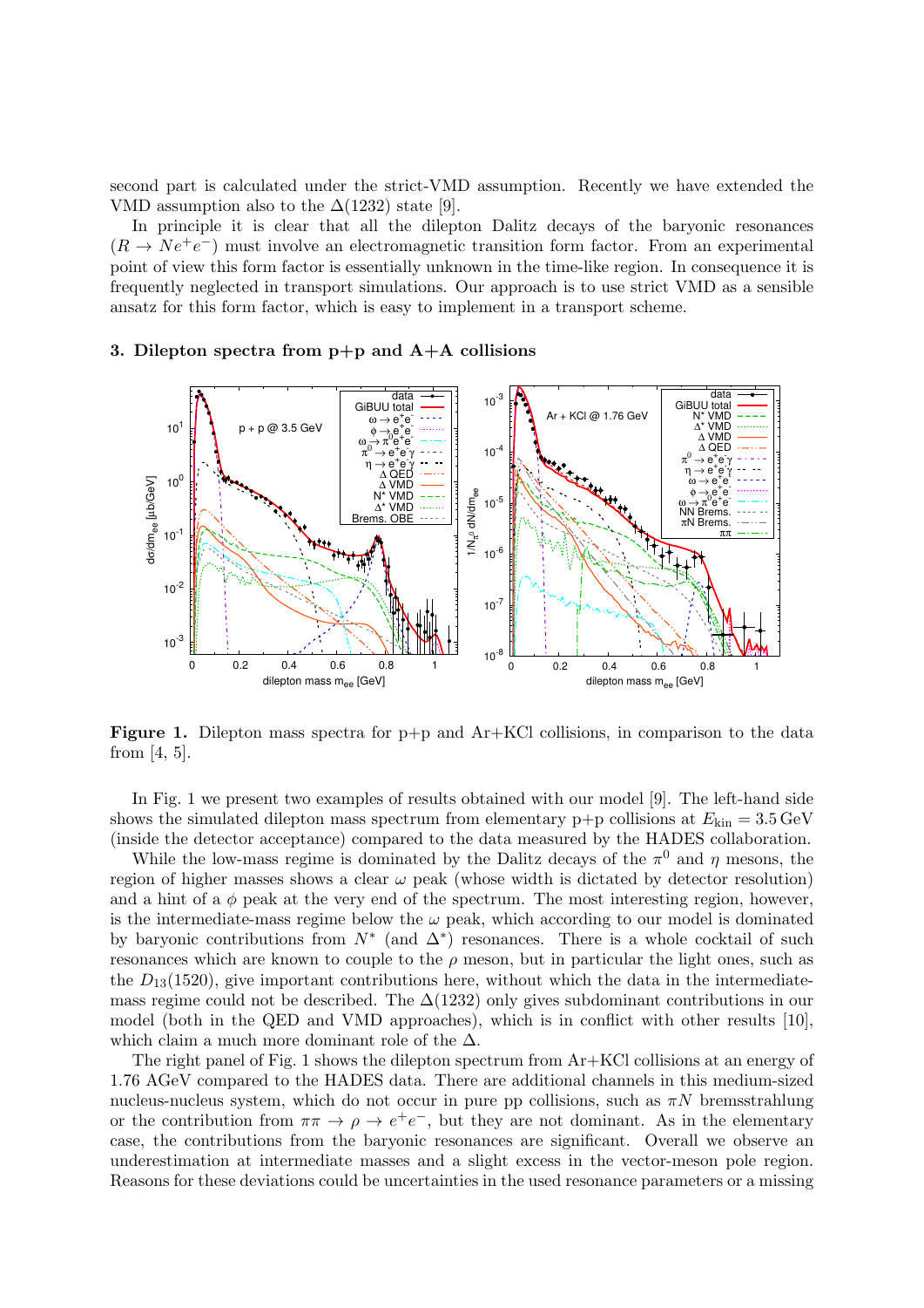second part is calculated under the strict-VMD assumption. Recently we have extended the VMD assumption also to the $\Delta(1232)$ state [9].

In principle it is clear that all the dilepton Dalitz decays of the baryonic resonances ($R \to Ne^+e^-$) must involve an electromagnetic transition form factor. From an experimental point of view this form factor is essentially unknown in the time-like region. In consequence it is frequently neglected in transport simulations. Our approach is to use strict VMD as a sensible ansatz for this form factor, which is easy to implement in a transport scheme.

## 3. Dilepton spectra from p+p and A+A collisions

**Figure 1.** Dilepton mass spectra for p+p and Ar+KCl collisions, in comparison to the data from [4, 5].

In Fig. 1 we present two examples of results obtained with our model [9]. The left-hand side shows the simulated dilepton mass spectrum from elementary p+p collisions at $E_{\mathrm{kin}} = 3.5\,\mathrm{GeV}$ (inside the detector acceptance) compared to the data measured by the HADES collaboration.

While the low-mass regime is dominated by the Dalitz decays of the $\pi^0$ and $\eta$ mesons, the region of higher masses shows a clear $\omega$ peak (whose width is dictated by detector resolution) and a hint of a $\phi$ peak at the very end of the spectrum. The most interesting region, however, is the intermediate-mass regime below the $\omega$ peak, which according to our model is dominated by baryonic contributions from $N^*$ (and $\Delta^*$) resonances. There is a whole cocktail of such resonances which are known to couple to the $\rho$ meson, but in particular the light ones, such as the $D_{13}(1520)$, give important contributions here, without which the data in the intermediate-mass regime could not be described. The $\Delta(1232)$ only gives subdominant contributions in our model (both in the QED and VMD approaches), which is in conflict with other results [10], which claim a much more dominant role of the $\Delta$.

The right panel of Fig. 1 shows the dilepton spectrum from Ar+KCl collisions at an energy of 1.76 AGeV compared to the HADES data. There are additional channels in this medium-sized nucleus-nucleus system, which do not occur in pure pp collisions, such as $\pi N$ bremsstrahlung or the contribution from $\pi\pi \to \rho \to e^+e^-$, but they are not dominant. As in the elementary case, the contributions from the baryonic resonances are significant. Overall we observe an underestimation at intermediate masses and a slight excess in the vector-meson pole region. Reasons for these deviations could be uncertainties in the used resonance parameters or a missing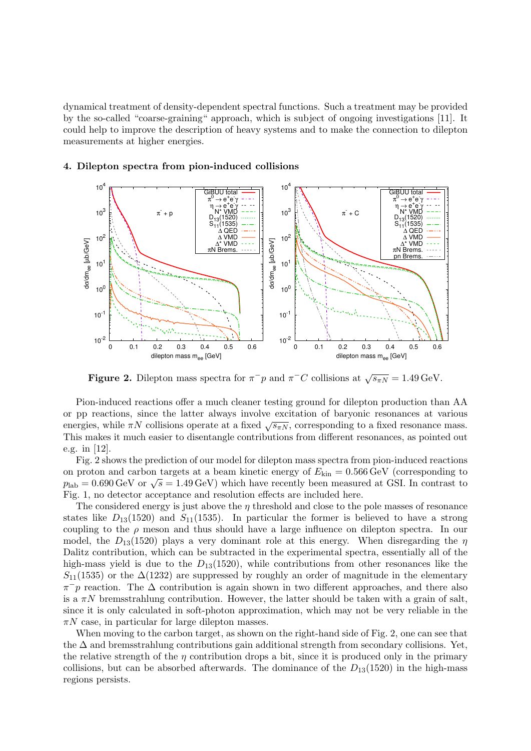dynamical treatment of density-dependent spectral functions. Such a treatment may be provided by the so-called "coarse-graining" approach, which is subject of ongoing investigations [11]. It could help to improve the description of heavy systems and to make the connection to dilepton measurements at higher energies.

## 4. Dilepton spectra from pion-induced collisions

**Figure 2.** Dilepton mass spectra for $\pi^- p$ and $\pi^- C$ collisions at $\sqrt{s_{\pi N}} = 1.49\,\text{GeV}$.

Pion-induced reactions offer a much cleaner testing ground for dilepton production than AA or pp reactions, since the latter always involve excitation of baryonic resonances at various energies, while $\pi N$ collisions operate at a fixed $\sqrt{s_{\pi N}}$, corresponding to a fixed resonance mass. This makes it much easier to disentangle contributions from different resonances, as pointed out e.g. in [12].

Fig. 2 shows the prediction of our model for dilepton mass spectra from pion-induced reactions on proton and carbon targets at a beam kinetic energy of $E_{\text{kin}} = 0.566\,\text{GeV}$ (corresponding to $p_{\text{lab}} = 0.690\,\text{GeV}$ or $\sqrt{s} = 1.49\,\text{GeV}$) which have recently been measured at GSI. In contrast to Fig. 1, no detector acceptance and resolution effects are included here.

The considered energy is just above the $\eta$ threshold and close to the pole masses of resonance states like $D_{13}(1520)$ and $S_{11}(1535)$. In particular the former is believed to have a strong coupling to the $\rho$ meson and thus should have a large influence on dilepton spectra. In our model, the $D_{13}(1520)$ plays a very dominant role at this energy. When disregarding the $\eta$ Dalitz contribution, which can be subtracted in the experimental spectra, essentially all of the high-mass yield is due to the $D_{13}(1520)$, while contributions from other resonances like the $S_{11}(1535)$ or the $\Delta(1232)$ are suppressed by roughly an order of magnitude in the elementary $\pi^- p$ reaction. The $\Delta$ contribution is again shown in two different approaches, and there also is a $\pi N$ bremsstrahlung contribution. However, the latter should be taken with a grain of salt, since it is only calculated in soft-photon approximation, which may not be very reliable in the $\pi N$ case, in particular for large dilepton masses.

When moving to the carbon target, as shown on the right-hand side of Fig. 2, one can see that the $\Delta$ and bremsstrahlung contributions gain additional strength from secondary collisions. Yet, the relative strength of the $\eta$ contribution drops a bit, since it is produced only in the primary collisions, but can be absorbed afterwards. The dominance of the $D_{13}(1520)$ in the high-mass regions persists.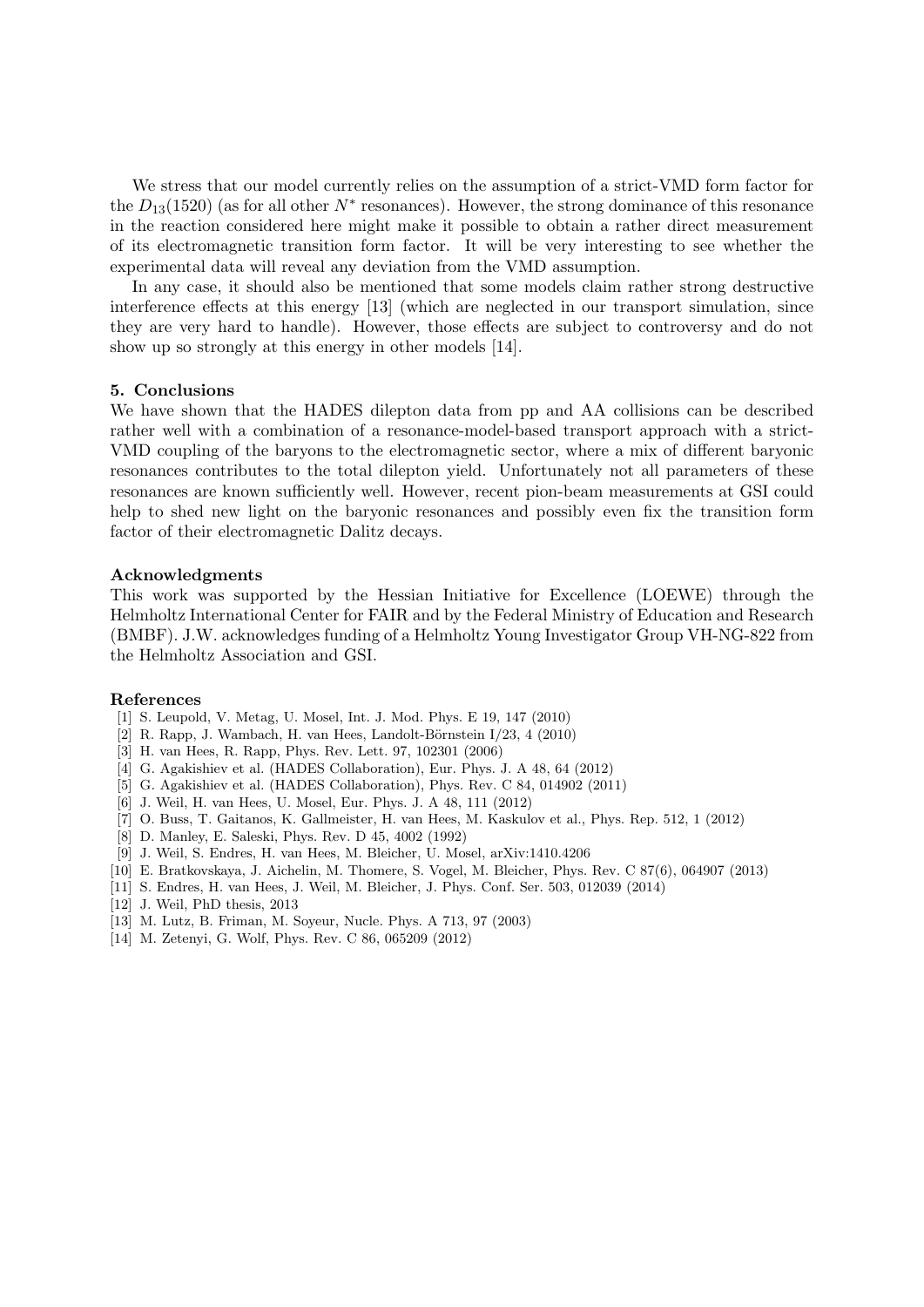We stress that our model currently relies on the assumption of a strict-VMD form factor for the $D_{13}(1520)$ (as for all other $N^*$ resonances). However, the strong dominance of this resonance in the reaction considered here might make it possible to obtain a rather direct measurement of its electromagnetic transition form factor. It will be very interesting to see whether the experimental data will reveal any deviation from the VMD assumption.

In any case, it should also be mentioned that some models claim rather strong destructive interference effects at this energy [13] (which are neglected in our transport simulation, since they are very hard to handle). However, those effects are subject to controversy and do not show up so strongly at this energy in other models [14].

### 5. Conclusions

We have shown that the HADES dilepton data from pp and AA collisions can be described rather well with a combination of a resonance-model-based transport approach with a strict-VMD coupling of the baryons to the electromagnetic sector, where a mix of different baryonic resonances contributes to the total dilepton yield. Unfortunately not all parameters of these resonances are known sufficiently well. However, recent pion-beam measurements at GSI could help to shed new light on the baryonic resonances and possibly even fix the transition form factor of their electromagnetic Dalitz decays.

### Acknowledgments

This work was supported by the Hessian Initiative for Excellence (LOEWE) through the Helmholtz International Center for FAIR and by the Federal Ministry of Education and Research (BMBF). J.W. acknowledges funding of a Helmholtz Young Investigator Group VH-NG-822 from the Helmholtz Association and GSI.

### References

[1] S. Leupold, V. Metag, U. Mosel, Int. J. Mod. Phys. E 19, 147 (2010)
[2] R. Rapp, J. Wambach, H. van Hees, Landolt-Börnstein I/23, 4 (2010)
[3] H. van Hees, R. Rapp, Phys. Rev. Lett. 97, 102301 (2006)
[4] G. Agakishiev et al. (HADES Collaboration), Eur. Phys. J. A 48, 64 (2012)
[5] G. Agakishiev et al. (HADES Collaboration), Phys. Rev. C 84, 014902 (2011)
[6] J. Weil, H. van Hees, U. Mosel, Eur. Phys. J. A 48, 111 (2012)
[7] O. Buss, T. Gaitanos, K. Gallmeister, H. van Hees, M. Kaskulov et al., Phys. Rep. 512, 1 (2012)
[8] D. Manley, E. Saleski, Phys. Rev. D 45, 4002 (1992)
[9] J. Weil, S. Endres, H. van Hees, M. Bleicher, U. Mosel, arXiv:1410.4206
[10] E. Bratkovskaya, J. Aichelin, M. Thomere, S. Vogel, M. Bleicher, Phys. Rev. C 87(6), 064907 (2013)
[11] S. Endres, H. van Hees, J. Weil, M. Bleicher, J. Phys. Conf. Ser. 503, 012039 (2014)
[12] J. Weil, PhD thesis, 2013
[13] M. Lutz, B. Friman, M. Soyeur, Nucle. Phys. A 713, 97 (2003)
[14] M. Zetenyi, G. Wolf, Phys. Rev. C 86, 065209 (2012)